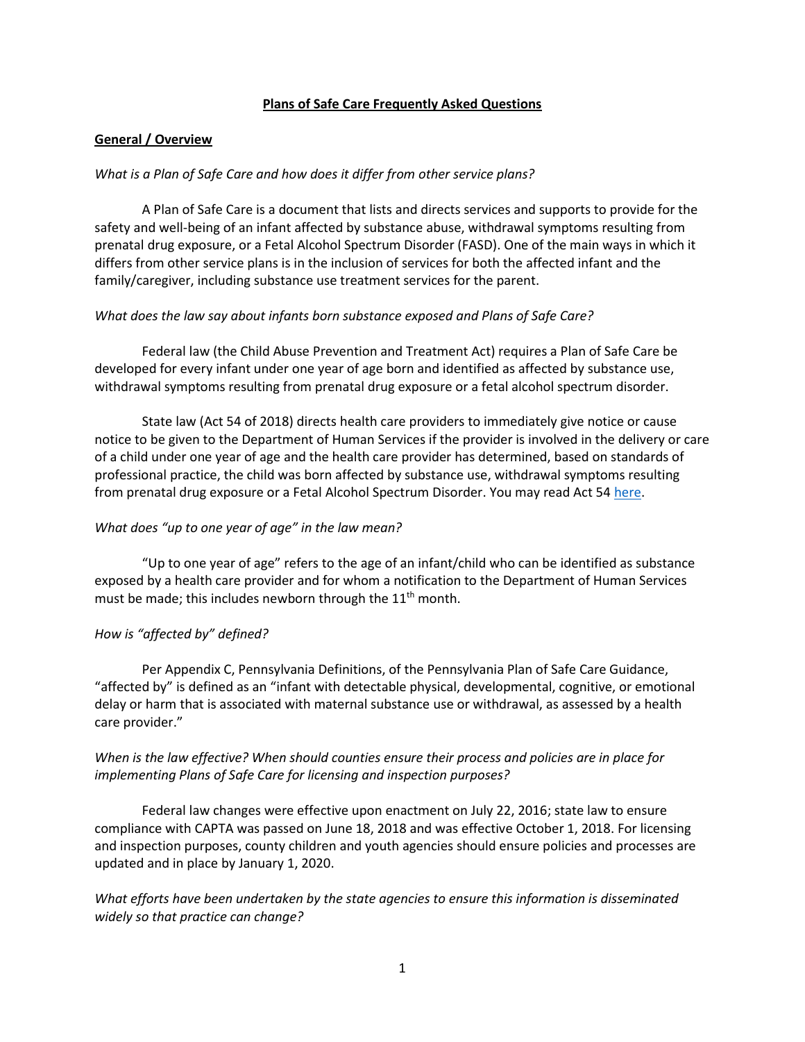# Plans of Safe Care Frequently Asked Questions

## General / Overview

*What is a Plan of Safe Care and how does it differ from other service plans?*

A Plan of Safe Care is a document that lists and directs services and supports to provide for the safety and well-being of an infant affected by substance abuse, withdrawal symptoms resulting from prenatal drug exposure, or a Fetal Alcohol Spectrum Disorder (FASD). One of the main ways in which it differs from other service plans is in the inclusion of services for both the affected infant and the family/caregiver, including substance use treatment services for the parent.

*What does the law say about infants born substance exposed and Plans of Safe Care?*

Federal law (the Child Abuse Prevention and Treatment Act) requires a Plan of Safe Care be developed for every infant under one year of age born and identified as affected by substance use, withdrawal symptoms resulting from prenatal drug exposure or a fetal alcohol spectrum disorder.

State law (Act 54 of 2018) directs health care providers to immediately give notice or cause notice to be given to the Department of Human Services if the provider is involved in the delivery or care of a child under one year of age and the health care provider has determined, based on standards of professional practice, the child was born affected by substance use, withdrawal symptoms resulting from prenatal drug exposure or a Fetal Alcohol Spectrum Disorder. You may read Act 54 [here](#).

*What does "up to one year of age" in the law mean?*

"Up to one year of age" refers to the age of an infant/child who can be identified as substance exposed by a health care provider and for whom a notification to the Department of Human Services must be made; this includes newborn through the 11th month.

*How is "affected by" defined?*

Per Appendix C, Pennsylvania Definitions, of the Pennsylvania Plan of Safe Care Guidance, "affected by" is defined as an "infant with detectable physical, developmental, cognitive, or emotional delay or harm that is associated with maternal substance use or withdrawal, as assessed by a health care provider."

*When is the law effective? When should counties ensure their process and policies are in place for implementing Plans of Safe Care for licensing and inspection purposes?*

Federal law changes were effective upon enactment on July 22, 2016; state law to ensure compliance with CAPTA was passed on June 18, 2018 and was effective October 1, 2018. For licensing and inspection purposes, county children and youth agencies should ensure policies and processes are updated and in place by January 1, 2020.

*What efforts have been undertaken by the state agencies to ensure this information is disseminated widely so that practice can change?*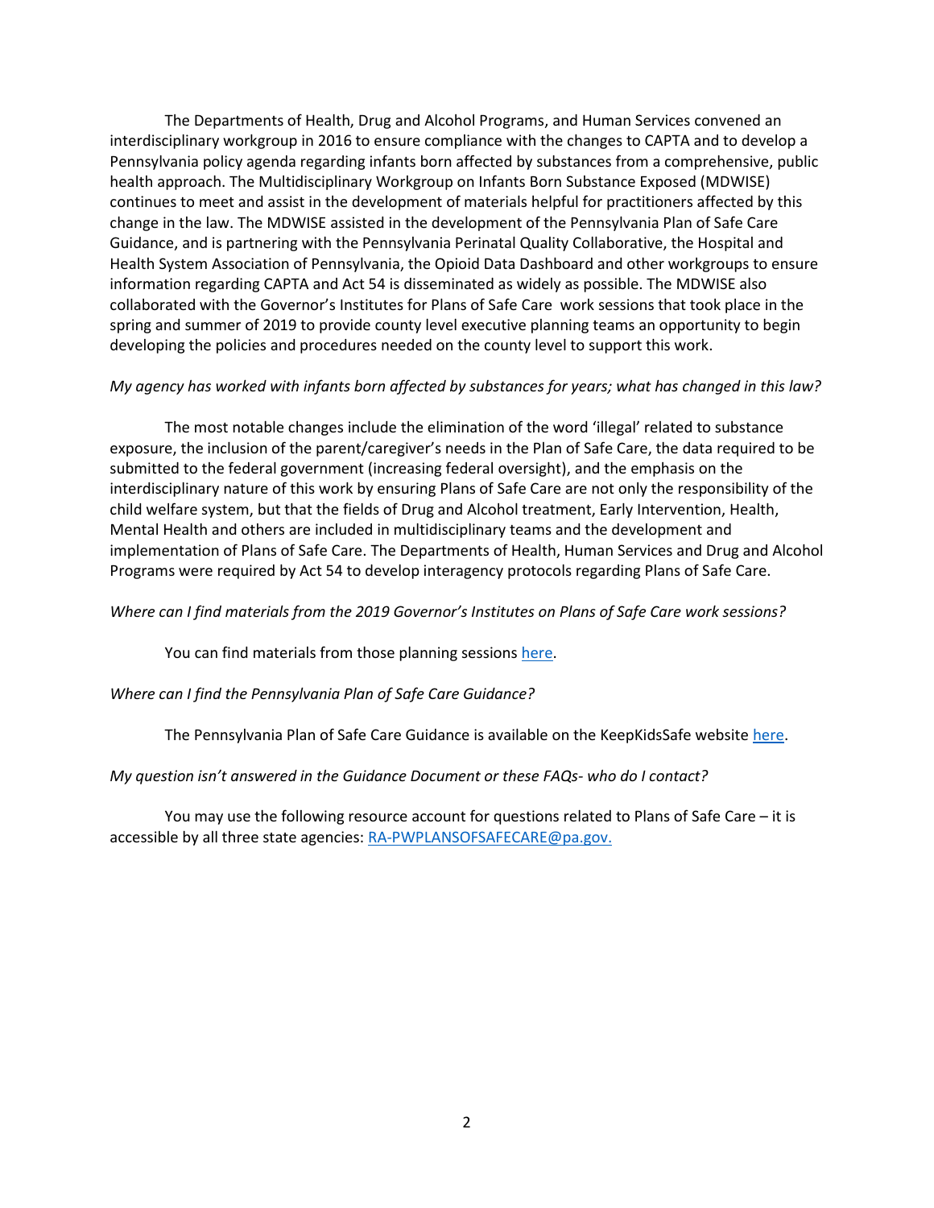The Departments of Health, Drug and Alcohol Programs, and Human Services convened an interdisciplinary workgroup in 2016 to ensure compliance with the changes to CAPTA and to develop a Pennsylvania policy agenda regarding infants born affected by substances from a comprehensive, public health approach. The Multidisciplinary Workgroup on Infants Born Substance Exposed (MDWISE) continues to meet and assist in the development of materials helpful for practitioners affected by this change in the law. The MDWISE assisted in the development of the Pennsylvania Plan of Safe Care Guidance, and is partnering with the Pennsylvania Perinatal Quality Collaborative, the Hospital and Health System Association of Pennsylvania, the Opioid Data Dashboard and other workgroups to ensure information regarding CAPTA and Act 54 is disseminated as widely as possible. The MDWISE also collaborated with the Governor's Institutes for Plans of Safe Care work sessions that took place in the spring and summer of 2019 to provide county level executive planning teams an opportunity to begin developing the policies and procedures needed on the county level to support this work.

*My agency has worked with infants born affected by substances for years; what has changed in this law?*

The most notable changes include the elimination of the word 'illegal' related to substance exposure, the inclusion of the parent/caregiver's needs in the Plan of Safe Care, the data required to be submitted to the federal government (increasing federal oversight), and the emphasis on the interdisciplinary nature of this work by ensuring Plans of Safe Care are not only the responsibility of the child welfare system, but that the fields of Drug and Alcohol treatment, Early Intervention, Health, Mental Health and others are included in multidisciplinary teams and the development and implementation of Plans of Safe Care. The Departments of Health, Human Services and Drug and Alcohol Programs were required by Act 54 to develop interagency protocols regarding Plans of Safe Care.

*Where can I find materials from the 2019 Governor's Institutes on Plans of Safe Care work sessions?*

You can find materials from those planning sessions here.

*Where can I find the Pennsylvania Plan of Safe Care Guidance?*

The Pennsylvania Plan of Safe Care Guidance is available on the KeepKidsSafe website here.

*My question isn't answered in the Guidance Document or these FAQs- who do I contact?*

You may use the following resource account for questions related to Plans of Safe Care – it is accessible by all three state agencies: RA-PWPLANSOFSAFECARE@pa.gov.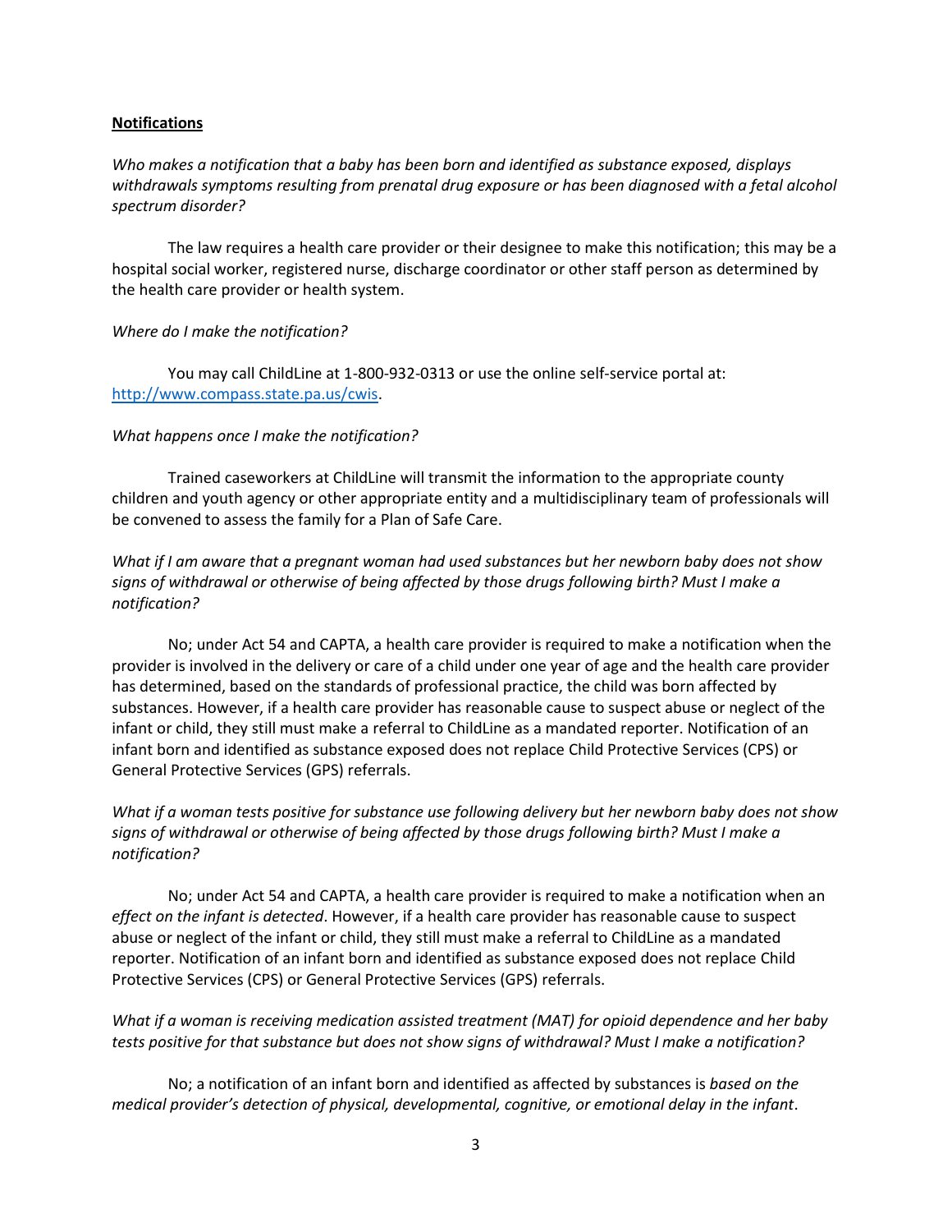**Notifications**

*Who makes a notification that a baby has been born and identified as substance exposed, displays withdrawals symptoms resulting from prenatal drug exposure or has been diagnosed with a fetal alcohol spectrum disorder?*

The law requires a health care provider or their designee to make this notification; this may be a hospital social worker, registered nurse, discharge coordinator or other staff person as determined by the health care provider or health system.

*Where do I make the notification?*

You may call ChildLine at 1-800-932-0313 or use the online self-service portal at: [http://www.compass.state.pa.us/cwis](http://www.compass.state.pa.us/cwis).

*What happens once I make the notification?*

Trained caseworkers at ChildLine will transmit the information to the appropriate county children and youth agency or other appropriate entity and a multidisciplinary team of professionals will be convened to assess the family for a Plan of Safe Care.

*What if I am aware that a pregnant woman had used substances but her newborn baby does not show signs of withdrawal or otherwise of being affected by those drugs following birth? Must I make a notification?*

No; under Act 54 and CAPTA, a health care provider is required to make a notification when the provider is involved in the delivery or care of a child under one year of age and the health care provider has determined, based on the standards of professional practice, the child was born affected by substances. However, if a health care provider has reasonable cause to suspect abuse or neglect of the infant or child, they still must make a referral to ChildLine as a mandated reporter. Notification of an infant born and identified as substance exposed does not replace Child Protective Services (CPS) or General Protective Services (GPS) referrals.

*What if a woman tests positive for substance use following delivery but her newborn baby does not show signs of withdrawal or otherwise of being affected by those drugs following birth? Must I make a notification?*

No; under Act 54 and CAPTA, a health care provider is required to make a notification when an *effect on the infant is detected*. However, if a health care provider has reasonable cause to suspect abuse or neglect of the infant or child, they still must make a referral to ChildLine as a mandated reporter. Notification of an infant born and identified as substance exposed does not replace Child Protective Services (CPS) or General Protective Services (GPS) referrals.

*What if a woman is receiving medication assisted treatment (MAT) for opioid dependence and her baby tests positive for that substance but does not show signs of withdrawal? Must I make a notification?*

No; a notification of an infant born and identified as affected by substances is *based on the medical provider's detection of physical, developmental, cognitive, or emotional delay in the infant*.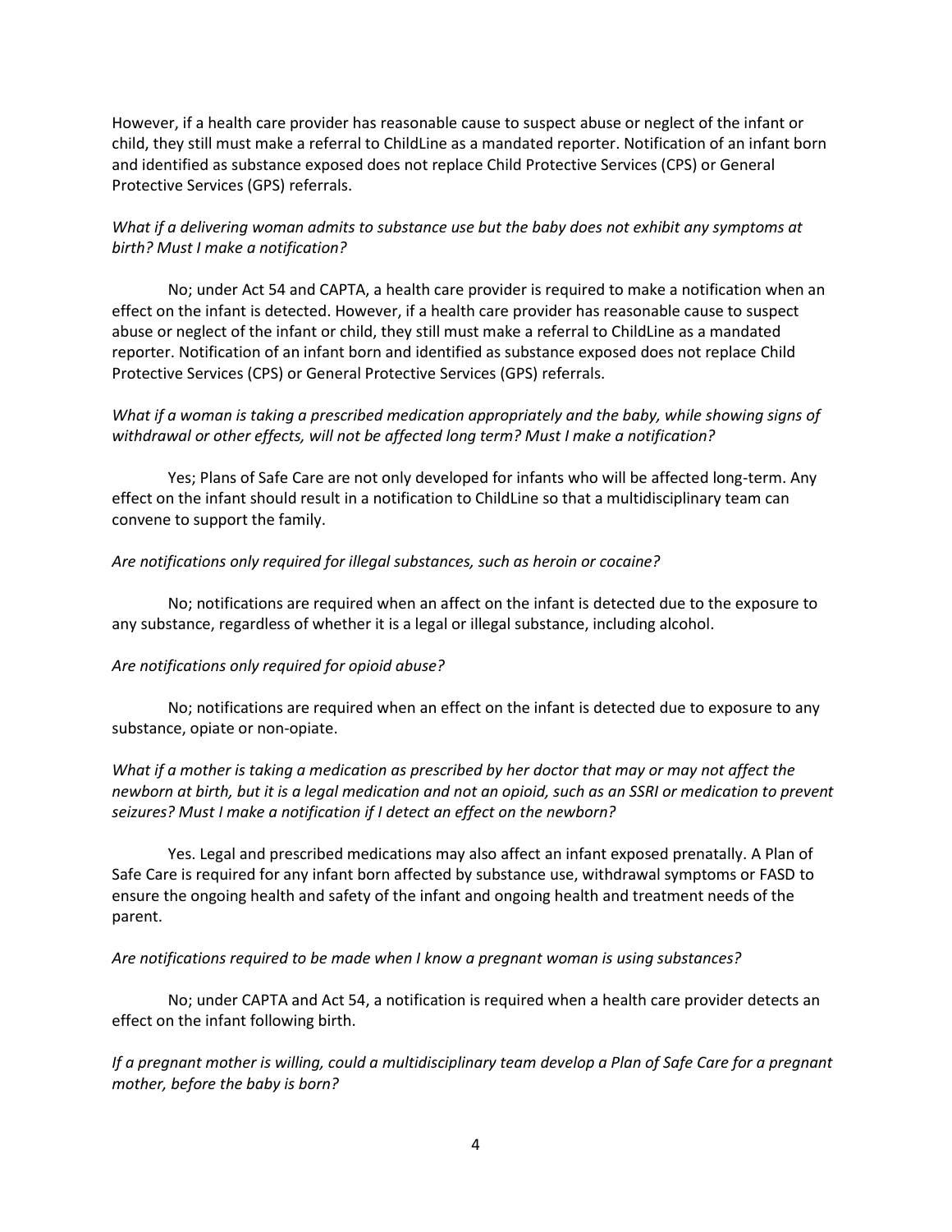However, if a health care provider has reasonable cause to suspect abuse or neglect of the infant or child, they still must make a referral to ChildLine as a mandated reporter. Notification of an infant born and identified as substance exposed does not replace Child Protective Services (CPS) or General Protective Services (GPS) referrals.

*What if a delivering woman admits to substance use but the baby does not exhibit any symptoms at birth? Must I make a notification?*

No; under Act 54 and CAPTA, a health care provider is required to make a notification when an effect on the infant is detected. However, if a health care provider has reasonable cause to suspect abuse or neglect of the infant or child, they still must make a referral to ChildLine as a mandated reporter. Notification of an infant born and identified as substance exposed does not replace Child Protective Services (CPS) or General Protective Services (GPS) referrals.

*What if a woman is taking a prescribed medication appropriately and the baby, while showing signs of withdrawal or other effects, will not be affected long term? Must I make a notification?*

Yes; Plans of Safe Care are not only developed for infants who will be affected long-term. Any effect on the infant should result in a notification to ChildLine so that a multidisciplinary team can convene to support the family.

*Are notifications only required for illegal substances, such as heroin or cocaine?*

No; notifications are required when an affect on the infant is detected due to the exposure to any substance, regardless of whether it is a legal or illegal substance, including alcohol.

*Are notifications only required for opioid abuse?*

No; notifications are required when an effect on the infant is detected due to exposure to any substance, opiate or non-opiate.

*What if a mother is taking a medication as prescribed by her doctor that may or may not affect the newborn at birth, but it is a legal medication and not an opioid, such as an SSRI or medication to prevent seizures? Must I make a notification if I detect an effect on the newborn?*

Yes. Legal and prescribed medications may also affect an infant exposed prenatally. A Plan of Safe Care is required for any infant born affected by substance use, withdrawal symptoms or FASD to ensure the ongoing health and safety of the infant and ongoing health and treatment needs of the parent.

*Are notifications required to be made when I know a pregnant woman is using substances?*

No; under CAPTA and Act 54, a notification is required when a health care provider detects an effect on the infant following birth.

*If a pregnant mother is willing, could a multidisciplinary team develop a Plan of Safe Care for a pregnant mother, before the baby is born?*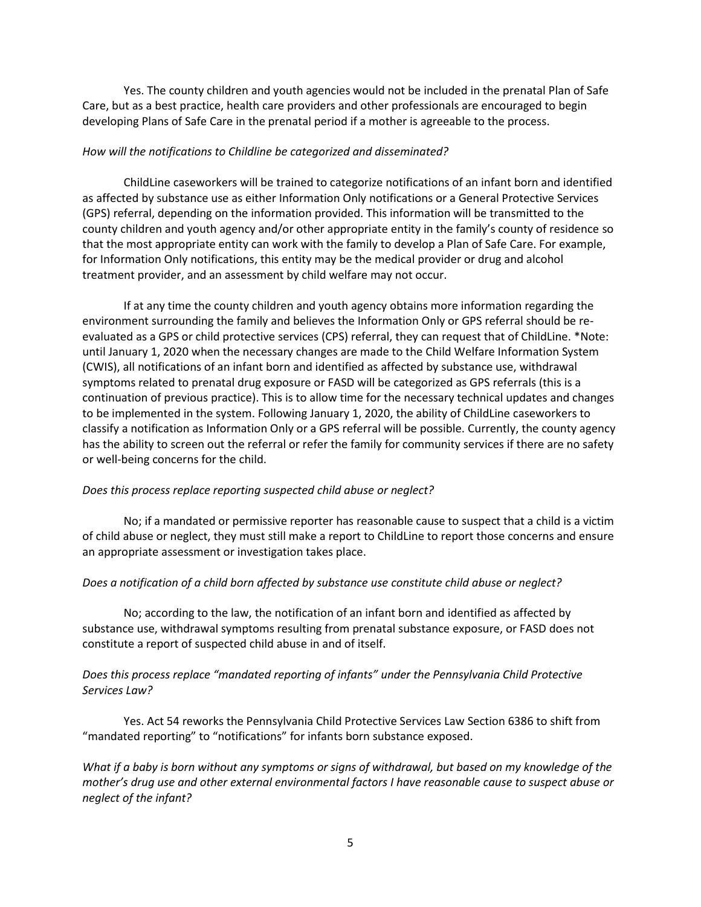Yes. The county children and youth agencies would not be included in the prenatal Plan of Safe Care, but as a best practice, health care providers and other professionals are encouraged to begin developing Plans of Safe Care in the prenatal period if a mother is agreeable to the process.

*How will the notifications to Childline be categorized and disseminated?*

ChildLine caseworkers will be trained to categorize notifications of an infant born and identified as affected by substance use as either Information Only notifications or a General Protective Services (GPS) referral, depending on the information provided. This information will be transmitted to the county children and youth agency and/or other appropriate entity in the family's county of residence so that the most appropriate entity can work with the family to develop a Plan of Safe Care. For example, for Information Only notifications, this entity may be the medical provider or drug and alcohol treatment provider, and an assessment by child welfare may not occur.

If at any time the county children and youth agency obtains more information regarding the environment surrounding the family and believes the Information Only or GPS referral should be re-evaluated as a GPS or child protective services (CPS) referral, they can request that of ChildLine. *Note: until January 1, 2020 when the necessary changes are made to the Child Welfare Information System (CWIS), all notifications of an infant born and identified as affected by substance use, withdrawal symptoms related to prenatal drug exposure or FASD will be categorized as GPS referrals (this is a continuation of previous practice). This is to allow time for the necessary technical updates and changes to be implemented in the system. Following January 1, 2020, the ability of ChildLine caseworkers to classify a notification as Information Only or a GPS referral will be possible. Currently, the county agency has the ability to screen out the referral or refer the family for community services if there are no safety or well-being concerns for the child.

*Does this process replace reporting suspected child abuse or neglect?*

No; if a mandated or permissive reporter has reasonable cause to suspect that a child is a victim of child abuse or neglect, they must still make a report to ChildLine to report those concerns and ensure an appropriate assessment or investigation takes place.

*Does a notification of a child born affected by substance use constitute child abuse or neglect?*

No; according to the law, the notification of an infant born and identified as affected by substance use, withdrawal symptoms resulting from prenatal substance exposure, or FASD does not constitute a report of suspected child abuse in and of itself.

*Does this process replace "mandated reporting of infants" under the Pennsylvania Child Protective Services Law?*

Yes. Act 54 reworks the Pennsylvania Child Protective Services Law Section 6386 to shift from "mandated reporting" to "notifications" for infants born substance exposed.

*What if a baby is born without any symptoms or signs of withdrawal, but based on my knowledge of the mother's drug use and other external environmental factors I have reasonable cause to suspect abuse or neglect of the infant?*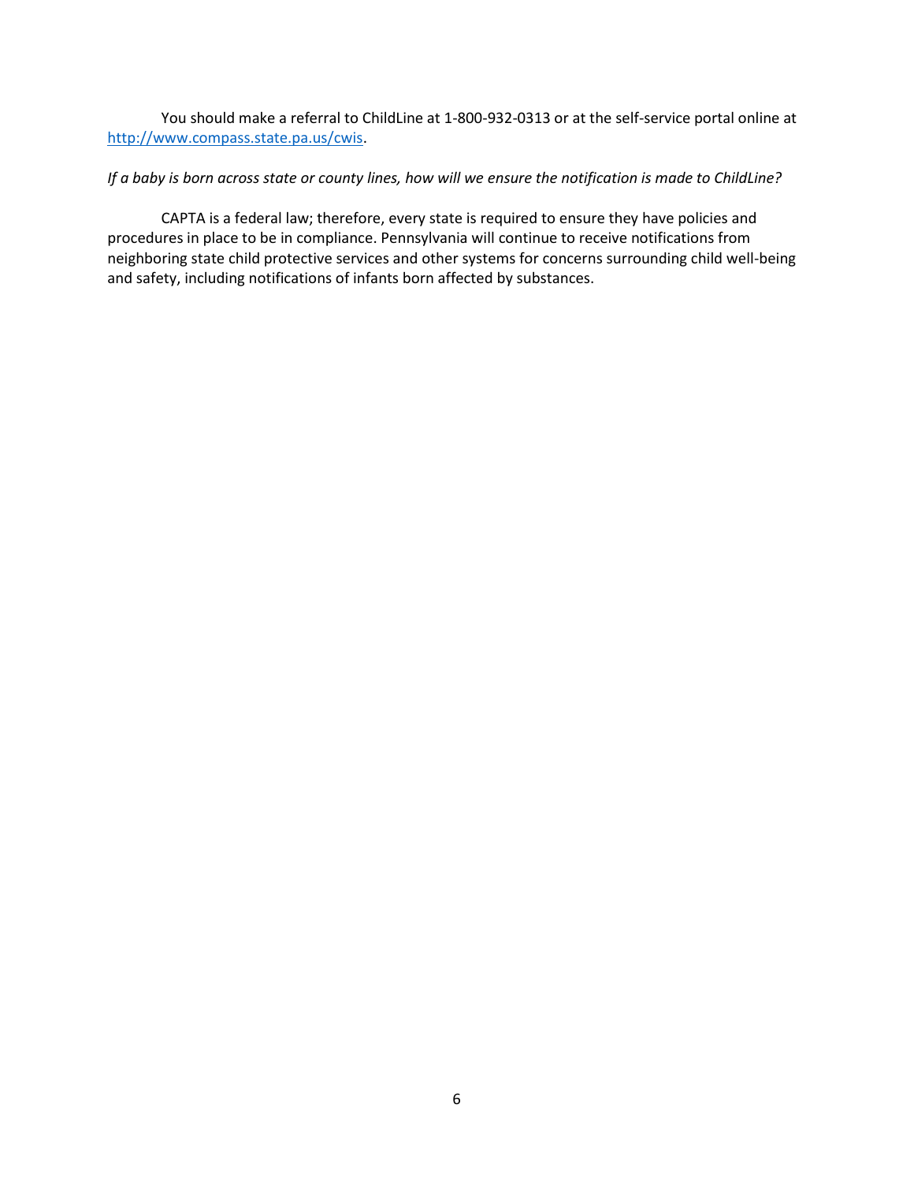You should make a referral to ChildLine at 1-800-932-0313 or at the self-service portal online at [http://www.compass.state.pa.us/cwis](http://www.compass.state.pa.us/cwis).

*If a baby is born across state or county lines, how will we ensure the notification is made to ChildLine?*

CAPTA is a federal law; therefore, every state is required to ensure they have policies and procedures in place to be in compliance. Pennsylvania will continue to receive notifications from neighboring state child protective services and other systems for concerns surrounding child well-being and safety, including notifications of infants born affected by substances.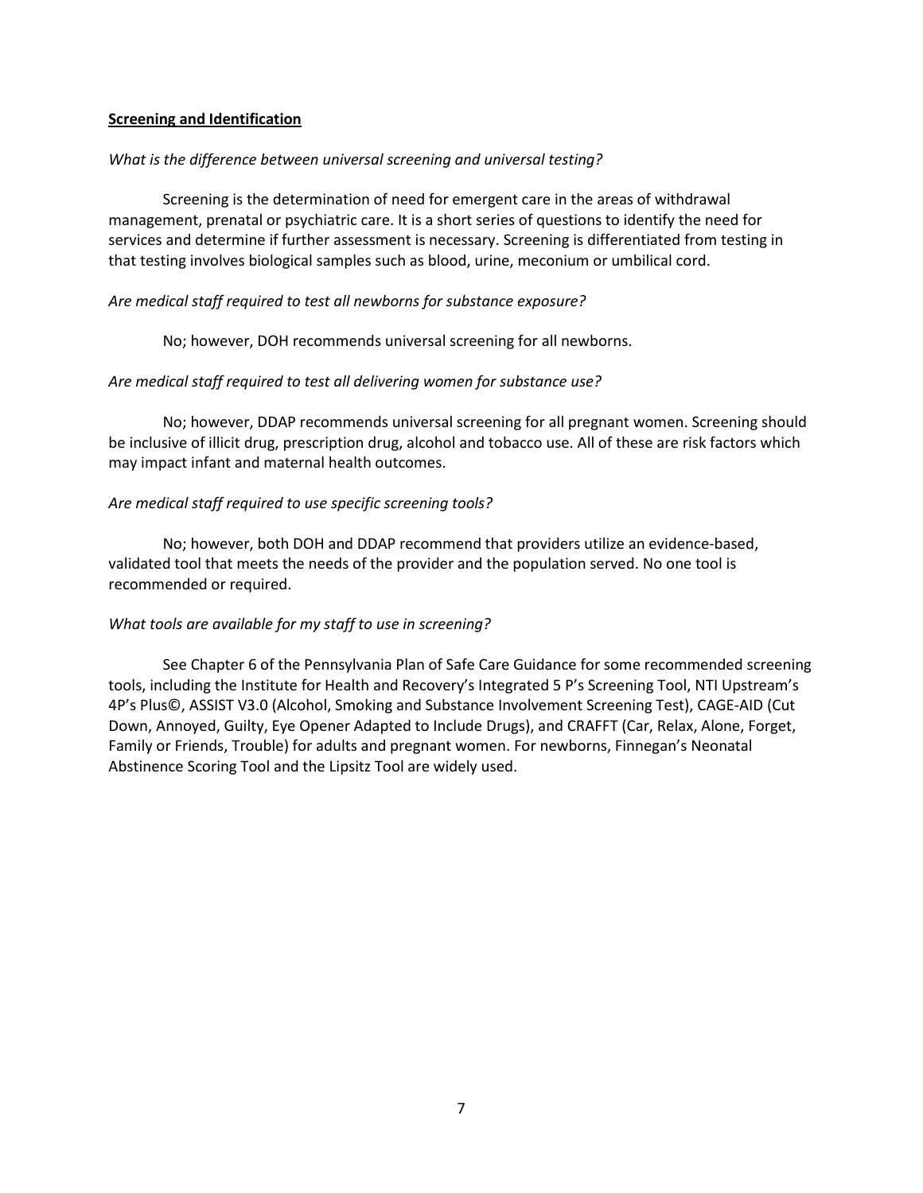## Screening and Identification

*What is the difference between universal screening and universal testing?*

Screening is the determination of need for emergent care in the areas of withdrawal management, prenatal or psychiatric care. It is a short series of questions to identify the need for services and determine if further assessment is necessary. Screening is differentiated from testing in that testing involves biological samples such as blood, urine, meconium or umbilical cord.

*Are medical staff required to test all newborns for substance exposure?*

No; however, DOH recommends universal screening for all newborns.

*Are medical staff required to test all delivering women for substance use?*

No; however, DDAP recommends universal screening for all pregnant women. Screening should be inclusive of illicit drug, prescription drug, alcohol and tobacco use. All of these are risk factors which may impact infant and maternal health outcomes.

*Are medical staff required to use specific screening tools?*

No; however, both DOH and DDAP recommend that providers utilize an evidence-based, validated tool that meets the needs of the provider and the population served. No one tool is recommended or required.

*What tools are available for my staff to use in screening?*

See Chapter 6 of the Pennsylvania Plan of Safe Care Guidance for some recommended screening tools, including the Institute for Health and Recovery's Integrated 5 P's Screening Tool, NTI Upstream's 4P's Plus©, ASSIST V3.0 (Alcohol, Smoking and Substance Involvement Screening Test), CAGE-AID (Cut Down, Annoyed, Guilty, Eye Opener Adapted to Include Drugs), and CRAFFT (Car, Relax, Alone, Forget, Family or Friends, Trouble) for adults and pregnant women. For newborns, Finnegan's Neonatal Abstinence Scoring Tool and the Lipsitz Tool are widely used.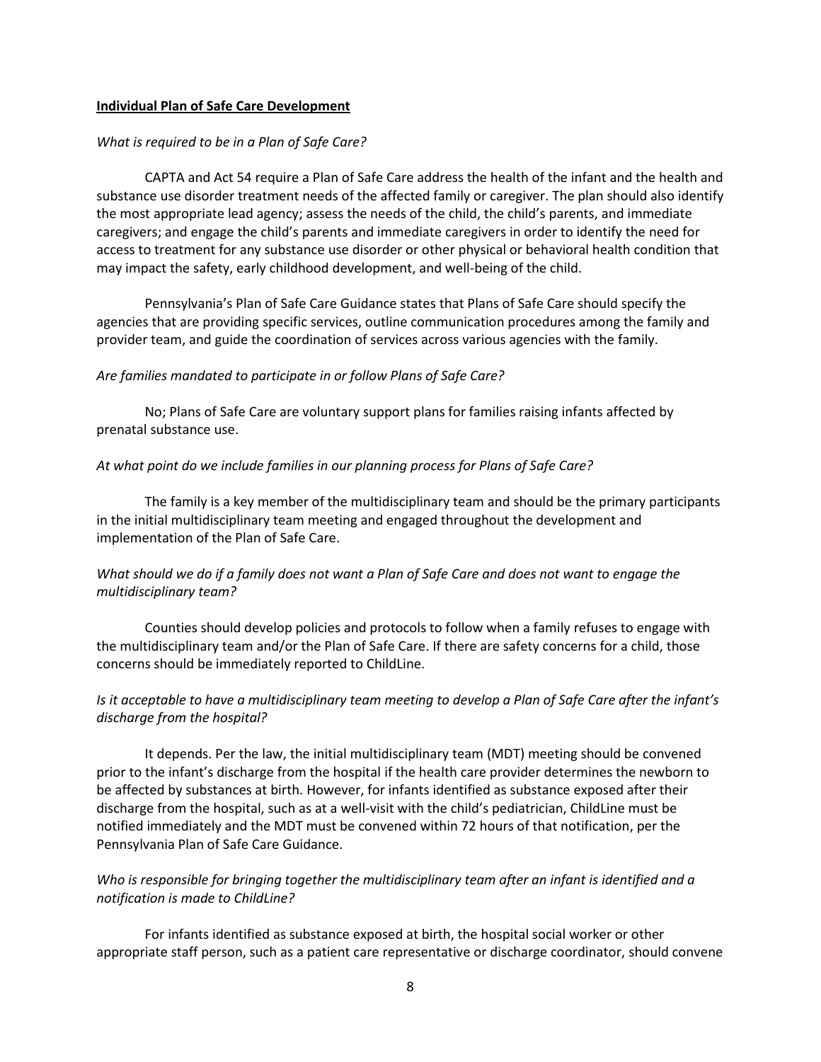**Individual Plan of Safe Care Development**

*What is required to be in a Plan of Safe Care?*

CAPTA and Act 54 require a Plan of Safe Care address the health of the infant and the health and substance use disorder treatment needs of the affected family or caregiver. The plan should also identify the most appropriate lead agency; assess the needs of the child, the child's parents, and immediate caregivers; and engage the child's parents and immediate caregivers in order to identify the need for access to treatment for any substance use disorder or other physical or behavioral health condition that may impact the safety, early childhood development, and well-being of the child.

Pennsylvania's Plan of Safe Care Guidance states that Plans of Safe Care should specify the agencies that are providing specific services, outline communication procedures among the family and provider team, and guide the coordination of services across various agencies with the family.

*Are families mandated to participate in or follow Plans of Safe Care?*

No; Plans of Safe Care are voluntary support plans for families raising infants affected by prenatal substance use.

*At what point do we include families in our planning process for Plans of Safe Care?*

The family is a key member of the multidisciplinary team and should be the primary participants in the initial multidisciplinary team meeting and engaged throughout the development and implementation of the Plan of Safe Care.

*What should we do if a family does not want a Plan of Safe Care and does not want to engage the multidisciplinary team?*

Counties should develop policies and protocols to follow when a family refuses to engage with the multidisciplinary team and/or the Plan of Safe Care. If there are safety concerns for a child, those concerns should be immediately reported to ChildLine.

*Is it acceptable to have a multidisciplinary team meeting to develop a Plan of Safe Care after the infant's discharge from the hospital?*

It depends. Per the law, the initial multidisciplinary team (MDT) meeting should be convened prior to the infant's discharge from the hospital if the health care provider determines the newborn to be affected by substances at birth. However, for infants identified as substance exposed after their discharge from the hospital, such as at a well-visit with the child's pediatrician, ChildLine must be notified immediately and the MDT must be convened within 72 hours of that notification, per the Pennsylvania Plan of Safe Care Guidance.

*Who is responsible for bringing together the multidisciplinary team after an infant is identified and a notification is made to ChildLine?*

For infants identified as substance exposed at birth, the hospital social worker or other appropriate staff person, such as a patient care representative or discharge coordinator, should convene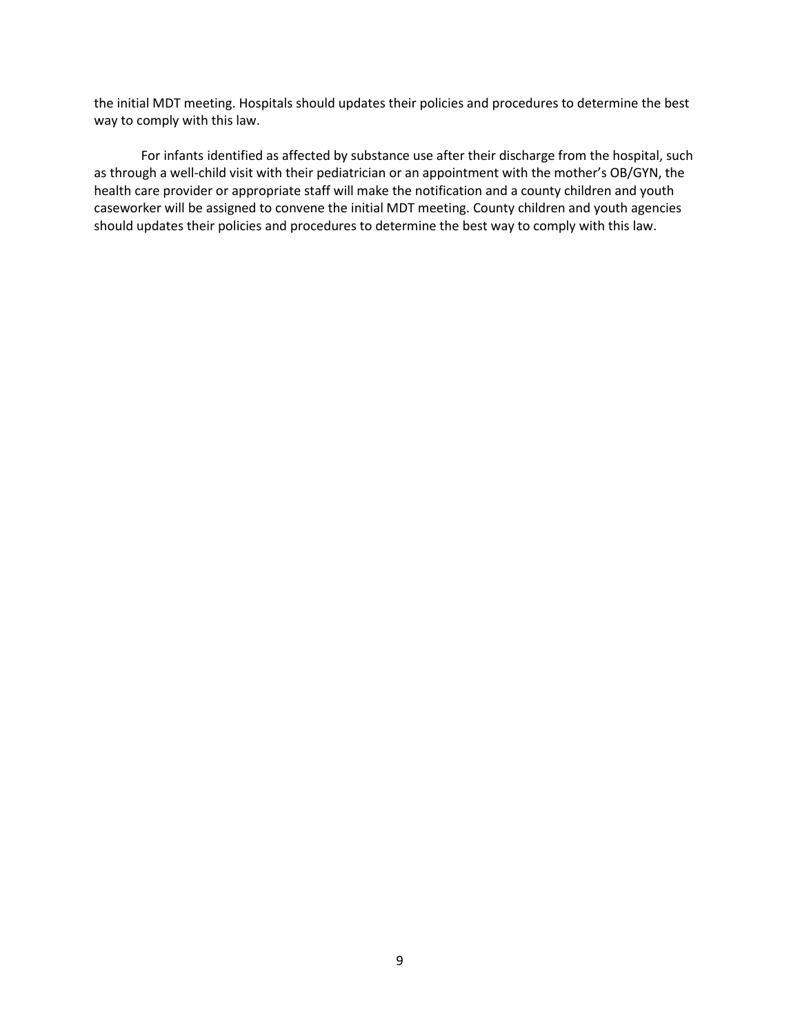the initial MDT meeting. Hospitals should updates their policies and procedures to determine the best way to comply with this law.

For infants identified as affected by substance use after their discharge from the hospital, such as through a well-child visit with their pediatrician or an appointment with the mother's OB/GYN, the health care provider or appropriate staff will make the notification and a county children and youth caseworker will be assigned to convene the initial MDT meeting. County children and youth agencies should updates their policies and procedures to determine the best way to comply with this law.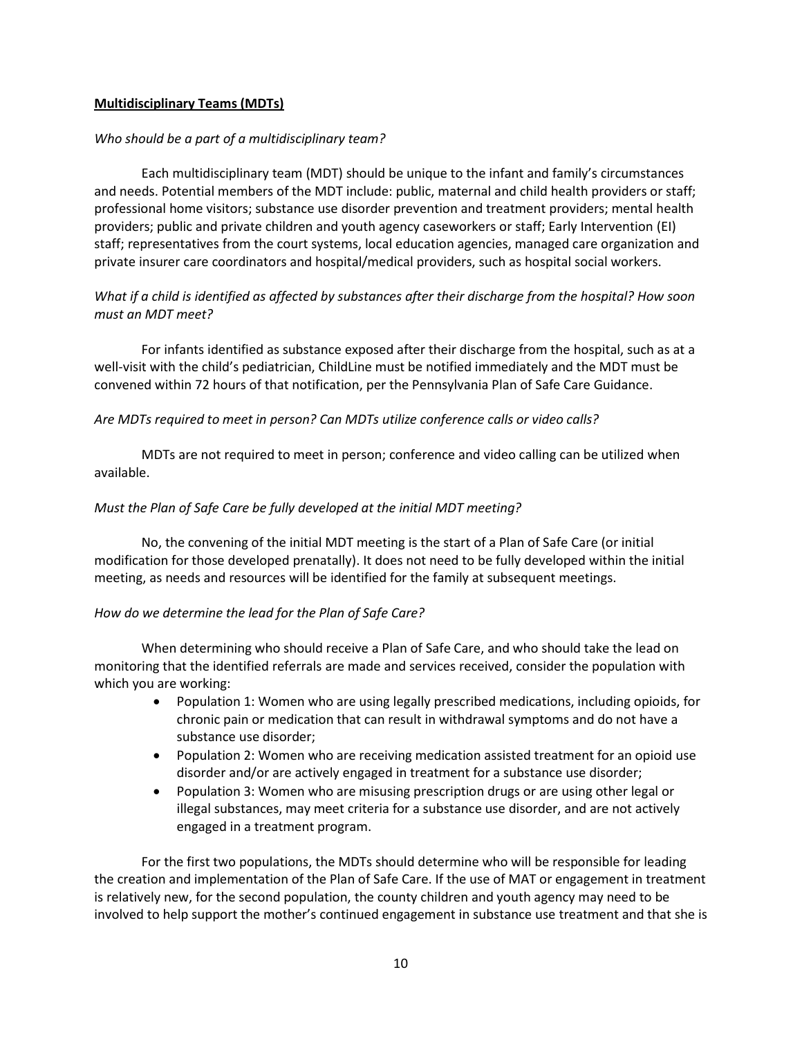**Multidisciplinary Teams (MDTs)**

*Who should be a part of a multidisciplinary team?*

Each multidisciplinary team (MDT) should be unique to the infant and family's circumstances and needs. Potential members of the MDT include: public, maternal and child health providers or staff; professional home visitors; substance use disorder prevention and treatment providers; mental health providers; public and private children and youth agency caseworkers or staff; Early Intervention (EI) staff; representatives from the court systems, local education agencies, managed care organization and private insurer care coordinators and hospital/medical providers, such as hospital social workers.

*What if a child is identified as affected by substances after their discharge from the hospital? How soon must an MDT meet?*

For infants identified as substance exposed after their discharge from the hospital, such as at a well-visit with the child's pediatrician, ChildLine must be notified immediately and the MDT must be convened within 72 hours of that notification, per the Pennsylvania Plan of Safe Care Guidance.

*Are MDTs required to meet in person? Can MDTs utilize conference calls or video calls?*

MDTs are not required to meet in person; conference and video calling can be utilized when available.

*Must the Plan of Safe Care be fully developed at the initial MDT meeting?*

No, the convening of the initial MDT meeting is the start of a Plan of Safe Care (or initial modification for those developed prenatally). It does not need to be fully developed within the initial meeting, as needs and resources will be identified for the family at subsequent meetings.

*How do we determine the lead for the Plan of Safe Care?*

When determining who should receive a Plan of Safe Care, and who should take the lead on monitoring that the identified referrals are made and services received, consider the population with which you are working:

- Population 1: Women who are using legally prescribed medications, including opioids, for chronic pain or medication that can result in withdrawal symptoms and do not have a substance use disorder;
- Population 2: Women who are receiving medication assisted treatment for an opioid use disorder and/or are actively engaged in treatment for a substance use disorder;
- Population 3: Women who are misusing prescription drugs or are using other legal or illegal substances, may meet criteria for a substance use disorder, and are not actively engaged in a treatment program.

For the first two populations, the MDTs should determine who will be responsible for leading the creation and implementation of the Plan of Safe Care. If the use of MAT or engagement in treatment is relatively new, for the second population, the county children and youth agency may need to be involved to help support the mother's continued engagement in substance use treatment and that she is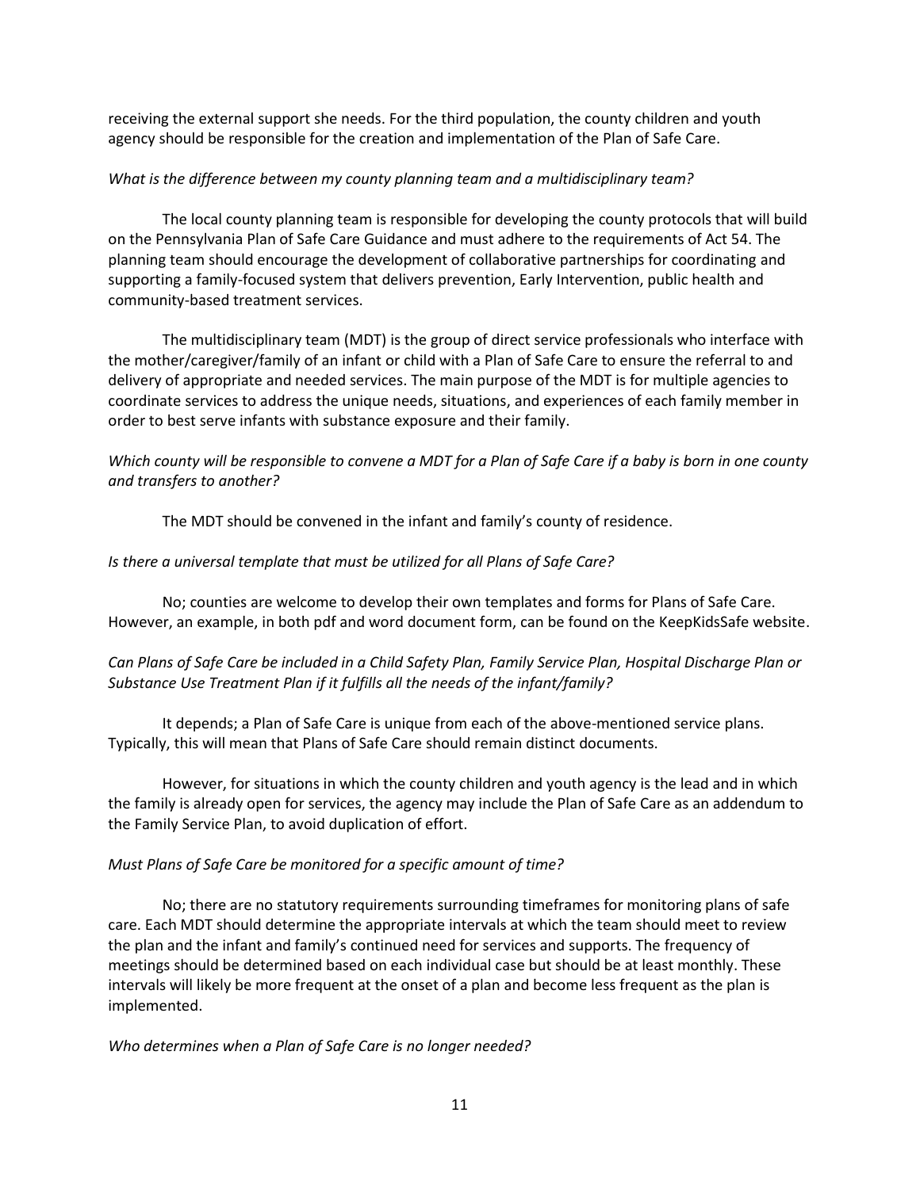receiving the external support she needs. For the third population, the county children and youth agency should be responsible for the creation and implementation of the Plan of Safe Care.

*What is the difference between my county planning team and a multidisciplinary team?*

The local county planning team is responsible for developing the county protocols that will build on the Pennsylvania Plan of Safe Care Guidance and must adhere to the requirements of Act 54. The planning team should encourage the development of collaborative partnerships for coordinating and supporting a family-focused system that delivers prevention, Early Intervention, public health and community-based treatment services.

The multidisciplinary team (MDT) is the group of direct service professionals who interface with the mother/caregiver/family of an infant or child with a Plan of Safe Care to ensure the referral to and delivery of appropriate and needed services. The main purpose of the MDT is for multiple agencies to coordinate services to address the unique needs, situations, and experiences of each family member in order to best serve infants with substance exposure and their family.

*Which county will be responsible to convene a MDT for a Plan of Safe Care if a baby is born in one county and transfers to another?*

The MDT should be convened in the infant and family's county of residence.

*Is there a universal template that must be utilized for all Plans of Safe Care?*

No; counties are welcome to develop their own templates and forms for Plans of Safe Care. However, an example, in both pdf and word document form, can be found on the KeepKidsSafe website.

*Can Plans of Safe Care be included in a Child Safety Plan, Family Service Plan, Hospital Discharge Plan or Substance Use Treatment Plan if it fulfills all the needs of the infant/family?*

It depends; a Plan of Safe Care is unique from each of the above-mentioned service plans. Typically, this will mean that Plans of Safe Care should remain distinct documents.

However, for situations in which the county children and youth agency is the lead and in which the family is already open for services, the agency may include the Plan of Safe Care as an addendum to the Family Service Plan, to avoid duplication of effort.

*Must Plans of Safe Care be monitored for a specific amount of time?*

No; there are no statutory requirements surrounding timeframes for monitoring plans of safe care. Each MDT should determine the appropriate intervals at which the team should meet to review the plan and the infant and family's continued need for services and supports. The frequency of meetings should be determined based on each individual case but should be at least monthly. These intervals will likely be more frequent at the onset of a plan and become less frequent as the plan is implemented.

*Who determines when a Plan of Safe Care is no longer needed?*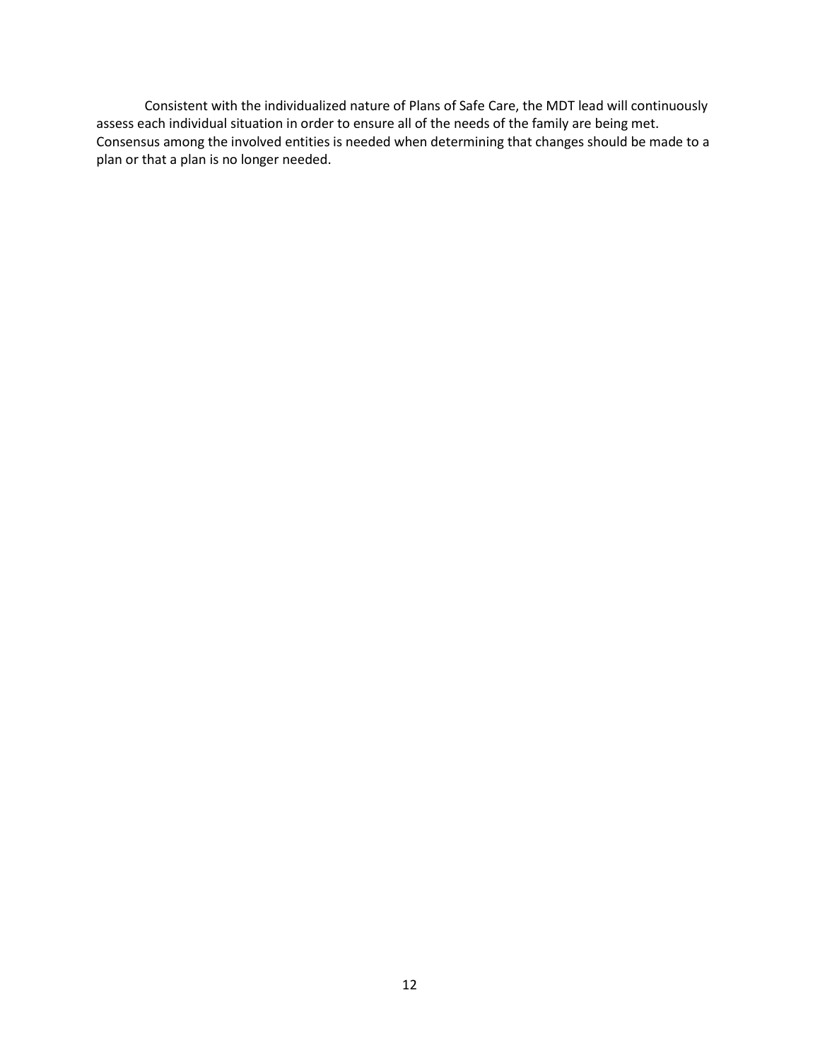Consistent with the individualized nature of Plans of Safe Care, the MDT lead will continuously assess each individual situation in order to ensure all of the needs of the family are being met. Consensus among the involved entities is needed when determining that changes should be made to a plan or that a plan is no longer needed.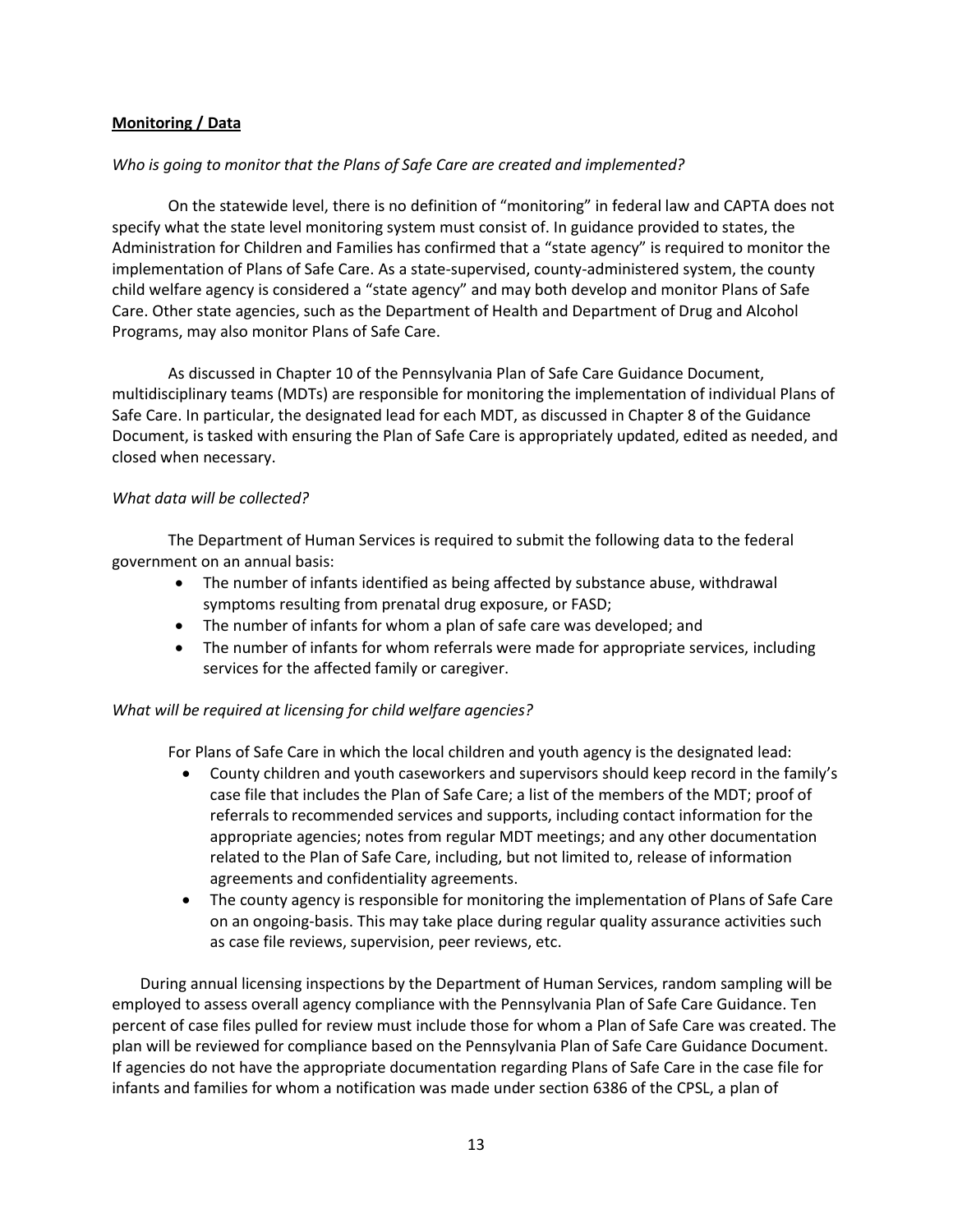**Monitoring / Data**

*Who is going to monitor that the Plans of Safe Care are created and implemented?*

On the statewide level, there is no definition of "monitoring" in federal law and CAPTA does not specify what the state level monitoring system must consist of. In guidance provided to states, the Administration for Children and Families has confirmed that a "state agency" is required to monitor the implementation of Plans of Safe Care. As a state-supervised, county-administered system, the county child welfare agency is considered a "state agency" and may both develop and monitor Plans of Safe Care. Other state agencies, such as the Department of Health and Department of Drug and Alcohol Programs, may also monitor Plans of Safe Care.

As discussed in Chapter 10 of the Pennsylvania Plan of Safe Care Guidance Document, multidisciplinary teams (MDTs) are responsible for monitoring the implementation of individual Plans of Safe Care. In particular, the designated lead for each MDT, as discussed in Chapter 8 of the Guidance Document, is tasked with ensuring the Plan of Safe Care is appropriately updated, edited as needed, and closed when necessary.

*What data will be collected?*

The Department of Human Services is required to submit the following data to the federal government on an annual basis:

- The number of infants identified as being affected by substance abuse, withdrawal symptoms resulting from prenatal drug exposure, or FASD;
- The number of infants for whom a plan of safe care was developed; and
- The number of infants for whom referrals were made for appropriate services, including services for the affected family or caregiver.

*What will be required at licensing for child welfare agencies?*

For Plans of Safe Care in which the local children and youth agency is the designated lead:

- County children and youth caseworkers and supervisors should keep record in the family's case file that includes the Plan of Safe Care; a list of the members of the MDT; proof of referrals to recommended services and supports, including contact information for the appropriate agencies; notes from regular MDT meetings; and any other documentation related to the Plan of Safe Care, including, but not limited to, release of information agreements and confidentiality agreements.
- The county agency is responsible for monitoring the implementation of Plans of Safe Care on an ongoing-basis. This may take place during regular quality assurance activities such as case file reviews, supervision, peer reviews, etc.

During annual licensing inspections by the Department of Human Services, random sampling will be employed to assess overall agency compliance with the Pennsylvania Plan of Safe Care Guidance. Ten percent of case files pulled for review must include those for whom a Plan of Safe Care was created. The plan will be reviewed for compliance based on the Pennsylvania Plan of Safe Care Guidance Document. If agencies do not have the appropriate documentation regarding Plans of Safe Care in the case file for infants and families for whom a notification was made under section 6386 of the CPSL, a plan of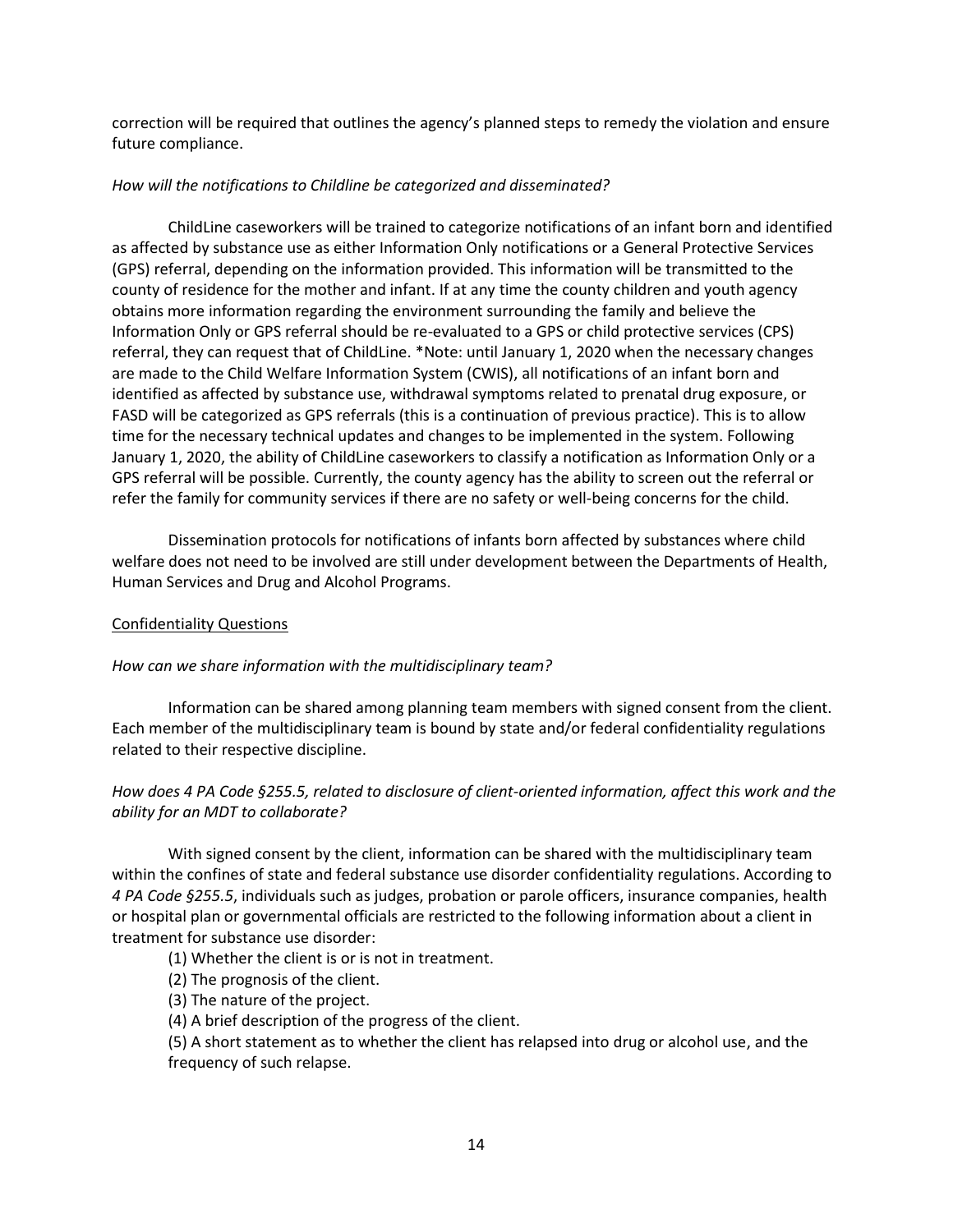correction will be required that outlines the agency's planned steps to remedy the violation and ensure future compliance.

*How will the notifications to Childline be categorized and disseminated?*

ChildLine caseworkers will be trained to categorize notifications of an infant born and identified as affected by substance use as either Information Only notifications or a General Protective Services (GPS) referral, depending on the information provided. This information will be transmitted to the county of residence for the mother and infant. If at any time the county children and youth agency obtains more information regarding the environment surrounding the family and believe the Information Only or GPS referral should be re-evaluated to a GPS or child protective services (CPS) referral, they can request that of ChildLine. *Note: until January 1, 2020 when the necessary changes are made to the Child Welfare Information System (CWIS), all notifications of an infant born and identified as affected by substance use, withdrawal symptoms related to prenatal drug exposure, or FASD will be categorized as GPS referrals (this is a continuation of previous practice). This is to allow time for the necessary technical updates and changes to be implemented in the system. Following January 1, 2020, the ability of ChildLine caseworkers to classify a notification as Information Only or a GPS referral will be possible. Currently, the county agency has the ability to screen out the referral or refer the family for community services if there are no safety or well-being concerns for the child.

Dissemination protocols for notifications of infants born affected by substances where child welfare does not need to be involved are still under development between the Departments of Health, Human Services and Drug and Alcohol Programs.

<u>Confidentiality Questions</u>

*How can we share information with the multidisciplinary team?*

Information can be shared among planning team members with signed consent from the client. Each member of the multidisciplinary team is bound by state and/or federal confidentiality regulations related to their respective discipline.

*How does 4 PA Code §255.5, related to disclosure of client-oriented information, affect this work and the ability for an MDT to collaborate?*

With signed consent by the client, information can be shared with the multidisciplinary team within the confines of state and federal substance use disorder confidentiality regulations. According to *4 PA Code §255.5*, individuals such as judges, probation or parole officers, insurance companies, health or hospital plan or governmental officials are restricted to the following information about a client in treatment for substance use disorder:

(1) Whether the client is or is not in treatment.

(2) The prognosis of the client.

(3) The nature of the project.

(4) A brief description of the progress of the client.

(5) A short statement as to whether the client has relapsed into drug or alcohol use, and the frequency of such relapse.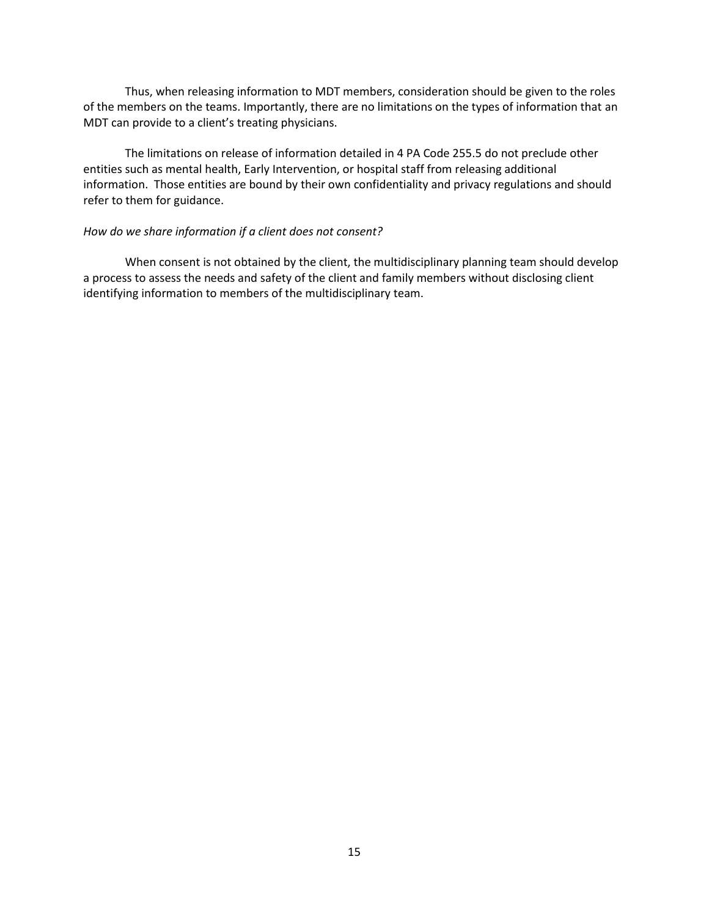Thus, when releasing information to MDT members, consideration should be given to the roles of the members on the teams. Importantly, there are no limitations on the types of information that an MDT can provide to a client's treating physicians.

The limitations on release of information detailed in 4 PA Code 255.5 do not preclude other entities such as mental health, Early Intervention, or hospital staff from releasing additional information. Those entities are bound by their own confidentiality and privacy regulations and should refer to them for guidance.

*How do we share information if a client does not consent?*

When consent is not obtained by the client, the multidisciplinary planning team should develop a process to assess the needs and safety of the client and family members without disclosing client identifying information to members of the multidisciplinary team.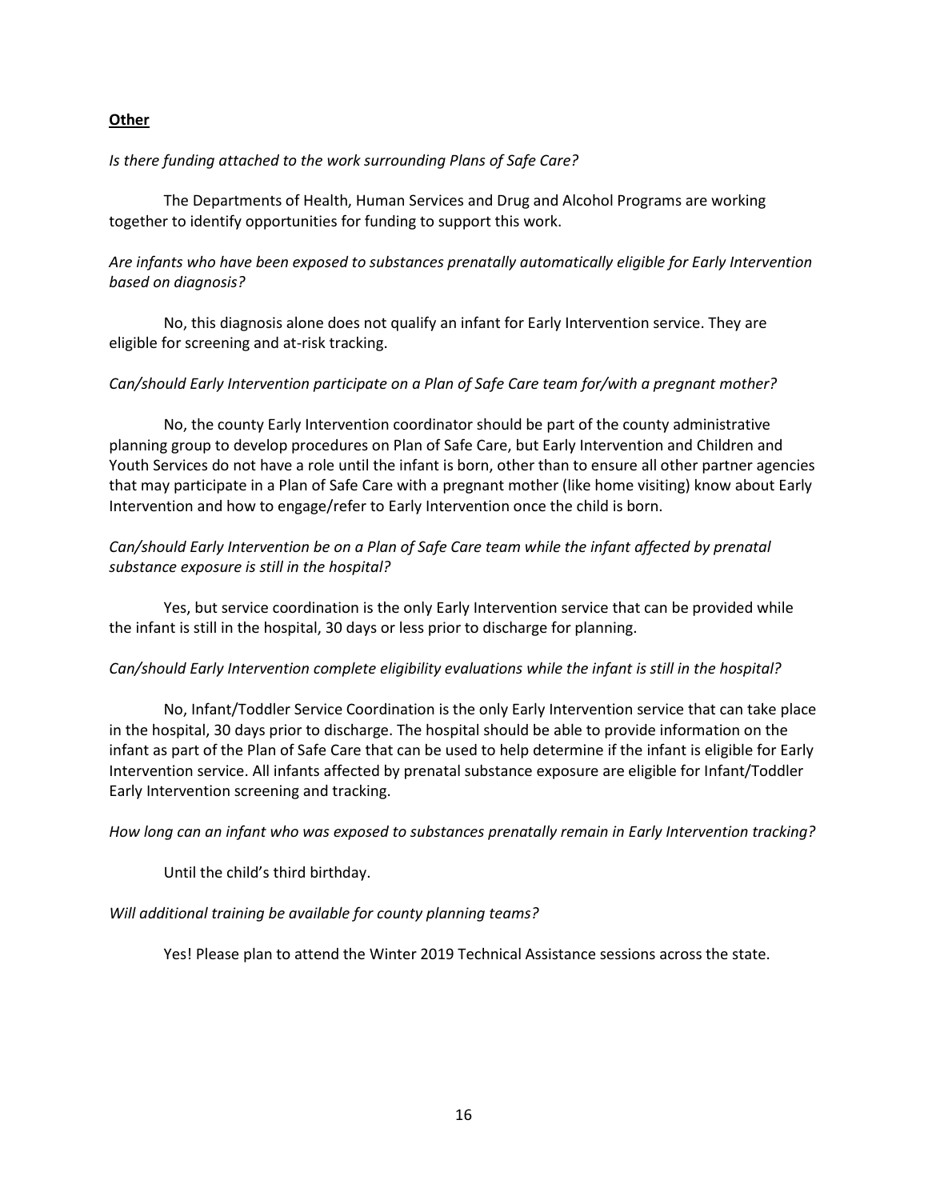**Other**

*Is there funding attached to the work surrounding Plans of Safe Care?*

The Departments of Health, Human Services and Drug and Alcohol Programs are working together to identify opportunities for funding to support this work.

*Are infants who have been exposed to substances prenatally automatically eligible for Early Intervention based on diagnosis?*

No, this diagnosis alone does not qualify an infant for Early Intervention service. They are eligible for screening and at-risk tracking.

*Can/should Early Intervention participate on a Plan of Safe Care team for/with a pregnant mother?*

No, the county Early Intervention coordinator should be part of the county administrative planning group to develop procedures on Plan of Safe Care, but Early Intervention and Children and Youth Services do not have a role until the infant is born, other than to ensure all other partner agencies that may participate in a Plan of Safe Care with a pregnant mother (like home visiting) know about Early Intervention and how to engage/refer to Early Intervention once the child is born.

*Can/should Early Intervention be on a Plan of Safe Care team while the infant affected by prenatal substance exposure is still in the hospital?*

Yes, but service coordination is the only Early Intervention service that can be provided while the infant is still in the hospital, 30 days or less prior to discharge for planning.

*Can/should Early Intervention complete eligibility evaluations while the infant is still in the hospital?*

No, Infant/Toddler Service Coordination is the only Early Intervention service that can take place in the hospital, 30 days prior to discharge. The hospital should be able to provide information on the infant as part of the Plan of Safe Care that can be used to help determine if the infant is eligible for Early Intervention service. All infants affected by prenatal substance exposure are eligible for Infant/Toddler Early Intervention screening and tracking.

*How long can an infant who was exposed to substances prenatally remain in Early Intervention tracking?*

Until the child's third birthday.

*Will additional training be available for county planning teams?*

Yes! Please plan to attend the Winter 2019 Technical Assistance sessions across the state.